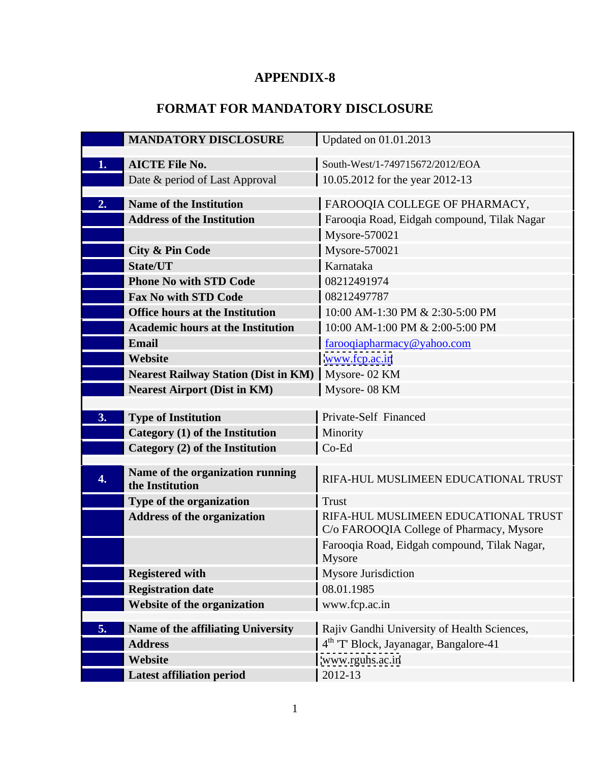# APPENDIX-8

## FORMAT FOR MANDATORY DISCLOSURE

| | **MANDATORY DISCLOSURE** | Updated on 01.01.2013 |
|---|---|---|
| **1.** | **AICTE File No.** | South-West/1-749715672/2012/EOA |
| | Date & period of Last Approval | 10.05.2012 for the year 2012-13 |
| **2.** | **Name of the Institution** | FAROOQIA COLLEGE OF PHARMACY, |
| | **Address of the Institution** | Farooqia Road, Eidgah compound, Tilak Nagar |
| | | Mysore-570021 |
| | **City & Pin Code** | Mysore-570021 |
| | **State/UT** | Karnataka |
| | **Phone No with STD Code** | 08212491974 |
| | **Fax No with STD Code** | 08212497787 |
| | **Office hours at the Institution** | 10:00 AM-1:30 PM & 2:30-5:00 PM |
| | **Academic hours at the Institution** | 10:00 AM-1:00 PM & 2:00-5:00 PM |
| | **Email** | farooqiapharmacy@yahoo.com |
| | **Website** | www.fcp.ac.in |
| | **Nearest Railway Station (Dist in KM)** | Mysore- 02 KM |
| | **Nearest Airport (Dist in KM)** | Mysore- 08 KM |
| **3.** | **Type of Institution** | Private-Self Financed |
| | **Category (1) of the Institution** | Minority |
| | **Category (2) of the Institution** | Co-Ed |
| **4.** | **Name of the organization running the Institution** | RIFA-HUL MUSLIMEEN EDUCATIONAL TRUST |
| | **Type of the organization** | Trust |
| | **Address of the organization** | RIFA-HUL MUSLIMEEN EDUCATIONAL TRUST C/o FAROOQIA College of Pharmacy, Mysore |
| | | Farooqia Road, Eidgah compound, Tilak Nagar, Mysore |
| | **Registered with** | Mysore Jurisdiction |
| | **Registration date** | 08.01.1985 |
| | **Website of the organization** | www.fcp.ac.in |
| **5.** | **Name of the affiliating University** | Rajiv Gandhi University of Health Sciences, |
| | **Address** | 4th 'T' Block, Jayanagar, Bangalore-41 |
| | **Website** | www.rguhs.ac.in |
| | **Latest affiliation period** | 2012-13 |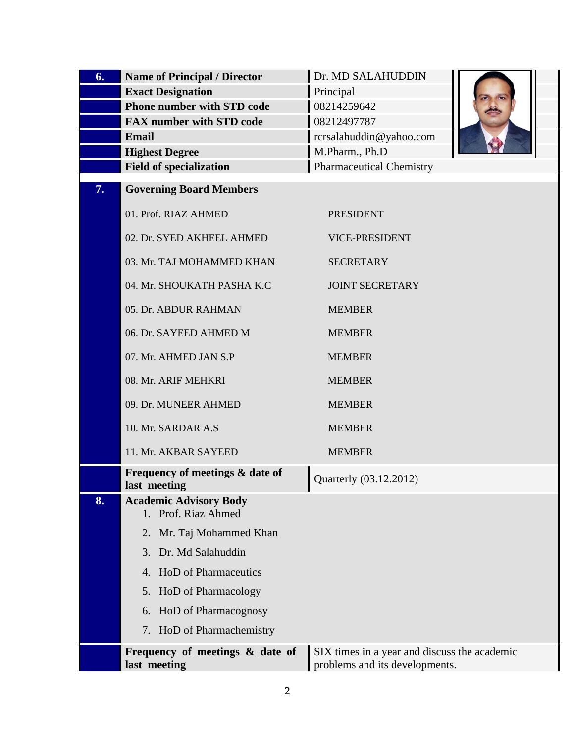| | | |
|---|---|---|
| **6.** | **Name of Principal / Director** | Dr. MD SALAHUDDIN |
| | **Exact Designation** | Principal |
| | **Phone number with STD code** | 08214259642 |
| | **FAX number with STD code** | 08212497787 |
| | **Email** | rcrsalahuddin@yahoo.com |
| | **Highest Degree** | M.Pharm., Ph.D |
| | **Field of specialization** | Pharmaceutical Chemistry |
| **7.** | **Governing Board Members** | |
| | 01. Prof. RIAZ AHMED | PRESIDENT |
| | 02. Dr. SYED AKHEEL AHMED | VICE-PRESIDENT |
| | 03. Mr. TAJ MOHAMMED KHAN | SECRETARY |
| | 04. Mr. SHOUKATH PASHA K.C | JOINT SECRETARY |
| | 05. Dr. ABDUR RAHMAN | MEMBER |
| | 06. Dr. SAYEED AHMED M | MEMBER |
| | 07. Mr. AHMED JAN S.P | MEMBER |
| | 08. Mr. ARIF MEHKRI | MEMBER |
| | 09. Dr. MUNEER AHMED | MEMBER |
| | 10. Mr. SARDAR A.S | MEMBER |
| | 11. Mr. AKBAR SAYEED | MEMBER |
| | **Frequency of meetings & date of last meeting** | Quarterly (03.12.2012) |
| **8.** | **Academic Advisory Body**<br>1. Prof. Riaz Ahmed<br>2. Mr. Taj Mohammed Khan<br>3. Dr. Md Salahuddin<br>4. HoD of Pharmaceutics<br>5. HoD of Pharmacology<br>6. HoD of Pharmacognosy<br>7. HoD of Pharmachemistry | |
| | **Frequency of meetings & date of last meeting** | SIX times in a year and discuss the academic problems and its developments. |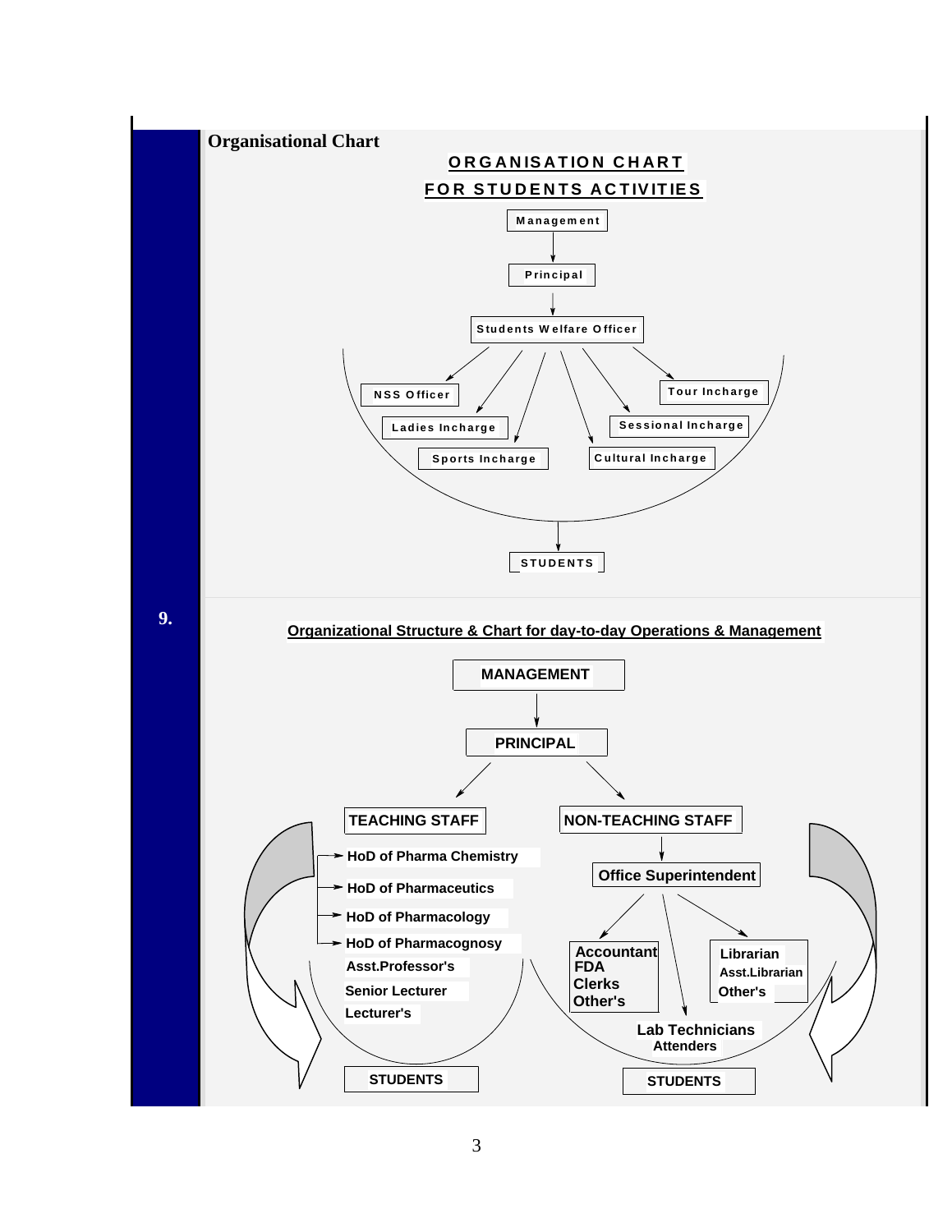**9.**

## Organisational Chart

### ORGANISATION CHART FOR STUDENTS ACTIVITIES

Management

↓

Principal

↓

Students Welfare Officer

- NSS Officer
- Ladies Incharge
- Sports Incharge
- Cultural Incharge
- Sessional Incharge
- Tour Incharge

↓

STUDENTS

### Organizational Structure & Chart for day-to-day Operations & Management

MANAGEMENT

↓

PRINCIPAL

**TEACHING STAFF**

- HoD of Pharma Chemistry
- HoD of Pharmaceutics
- HoD of Pharmacology
- HoD of Pharmacognosy
- Asst.Professor's
- Senior Lecturer
- Lecturer's

↓

STUDENTS

**NON-TEACHING STAFF**

↓

Office Superintendent

- Accountant, FDA, Clerks, Other's
- Lab Technicians, Attenders
- Librarian, Asst.Librarian, Other's

↓

STUDENTS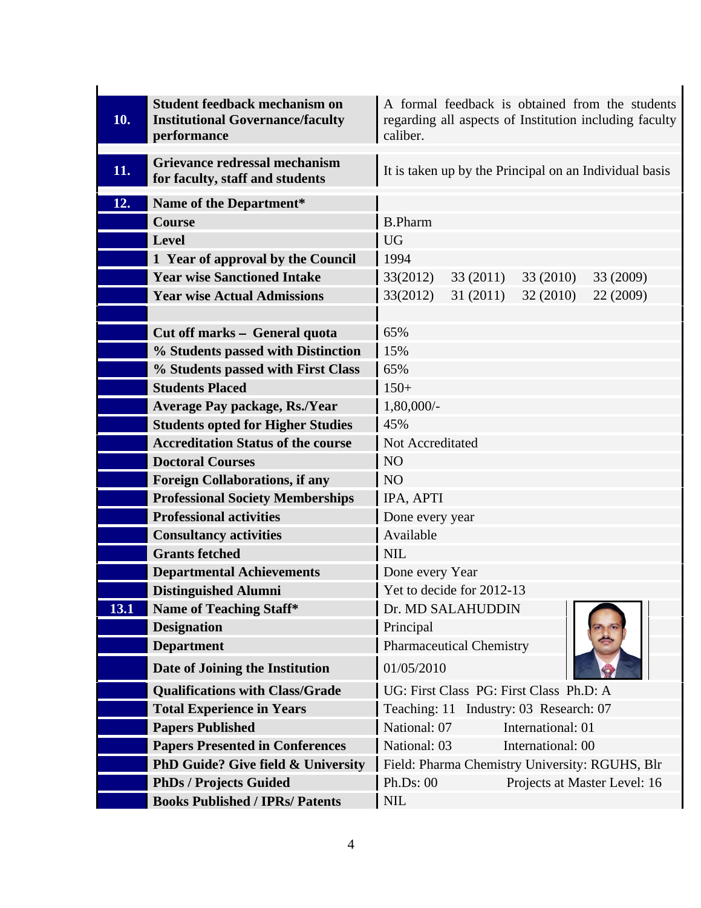| | | |
|---|---|---|
| **10.** | **Student feedback mechanism on Institutional Governance/faculty performance** | A formal feedback is obtained from the students regarding all aspects of Institution including faculty caliber. |
| **11.** | **Grievance redressal mechanism for faculty, staff and students** | It is taken up by the Principal on an Individual basis |
| **12.** | **Name of the Department*** | |
| | **Course** | B.Pharm |
| | **Level** | UG |
| | **1 Year of approval by the Council** | 1994 |
| | **Year wise Sanctioned Intake** | 33(2012) 33 (2011) 33 (2010) 33 (2009) |
| | **Year wise Actual Admissions** | 33(2012) 31 (2011) 32 (2010) 22 (2009) |
| | | |
| | **Cut off marks – General quota** | 65% |
| | **% Students passed with Distinction** | 15% |
| | **% Students passed with First Class** | 65% |
| | **Students Placed** | 150+ |
| | **Average Pay package, Rs./Year** | 1,80,000/- |
| | **Students opted for Higher Studies** | 45% |
| | **Accreditation Status of the course** | Not Accreditated |
| | **Doctoral Courses** | NO |
| | **Foreign Collaborations, if any** | NO |
| | **Professional Society Memberships** | IPA, APTI |
| | **Professional activities** | Done every year |
| | **Consultancy activities** | Available |
| | **Grants fetched** | NIL |
| | **Departmental Achievements** | Done every Year |
| | **Distinguished Alumni** | Yet to decide for 2012-13 |
| **13.1** | **Name of Teaching Staff*** | Dr. MD SALAHUDDIN |
| | **Designation** | Principal |
| | **Department** | Pharmaceutical Chemistry |
| | **Date of Joining the Institution** | 01/05/2010 |
| | **Qualifications with Class/Grade** | UG: First Class PG: First Class Ph.D: A |
| | **Total Experience in Years** | Teaching: 11 Industry: 03 Research: 07 |
| | **Papers Published** | National: 07 International: 01 |
| | **Papers Presented in Conferences** | National: 03 International: 00 |
| | **PhD Guide? Give field & University** | Field: Pharma Chemistry University: RGUHS, Blr |
| | **PhDs / Projects Guided** | Ph.Ds: 00 Projects at Master Level: 16 |
| | **Books Published / IPRs/ Patents** | NIL |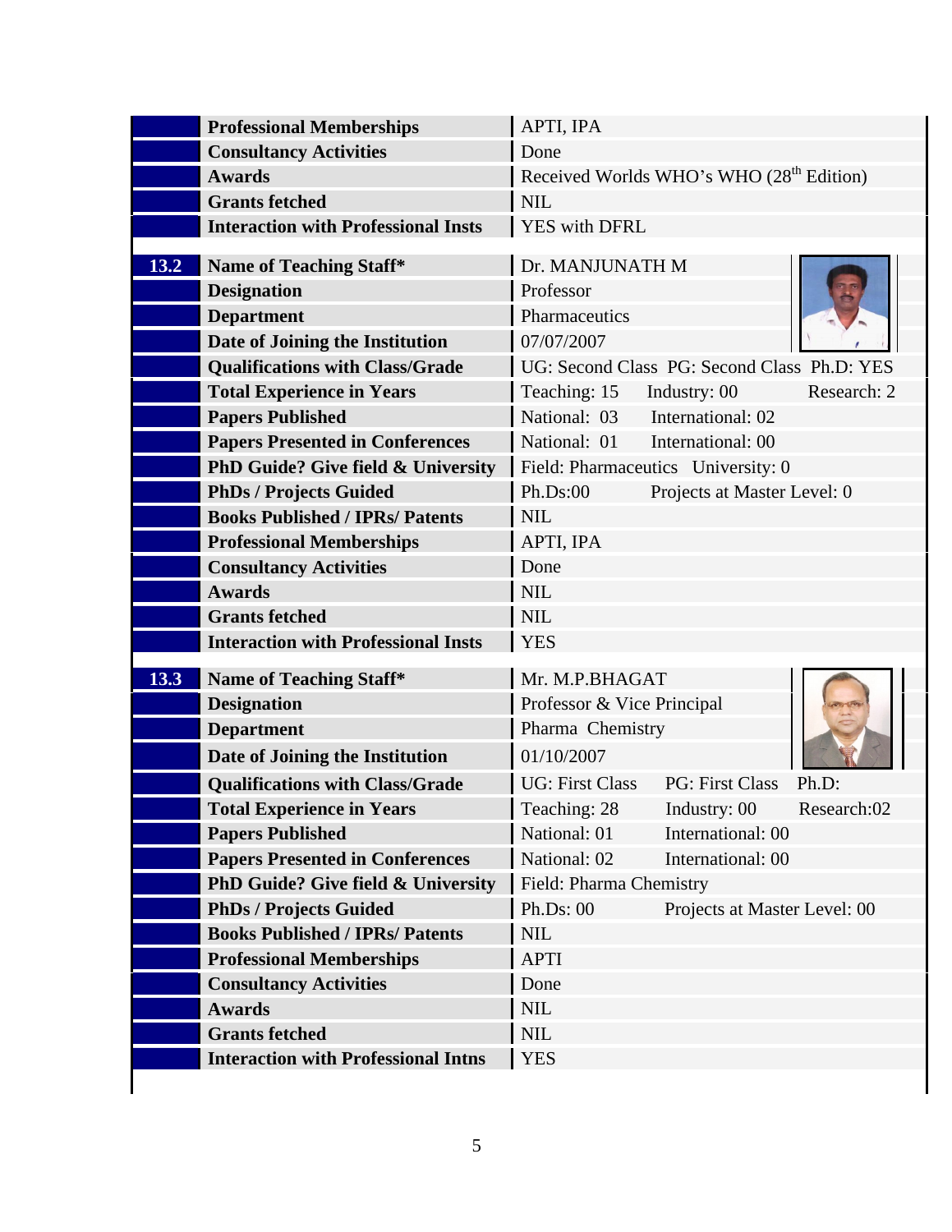| | | |
|---|---|---|
| | **Professional Memberships** | APTI, IPA |
| | **Consultancy Activities** | Done |
| | **Awards** | Received Worlds WHO's WHO (28th Edition) |
| | **Grants fetched** | NIL |
| | **Interaction with Professional Insts** | YES with DFRL |

| | | |
|---|---|---|
| **13.2** | **Name of Teaching Staff*** | Dr. MANJUNATH M |
| | **Designation** | Professor |
| | **Department** | Pharmaceutics |
| | **Date of Joining the Institution** | 07/07/2007 |
| | **Qualifications with Class/Grade** | UG: Second Class PG: Second Class Ph.D: YES |
| | **Total Experience in Years** | Teaching: 15 Industry: 00 Research: 2 |
| | **Papers Published** | National: 03 International: 02 |
| | **Papers Presented in Conferences** | National: 01 International: 00 |
| | **PhD Guide? Give field & University** | Field: Pharmaceutics University: 0 |
| | **PhDs / Projects Guided** | Ph.Ds:00 Projects at Master Level: 0 |
| | **Books Published / IPRs/ Patents** | NIL |
| | **Professional Memberships** | APTI, IPA |
| | **Consultancy Activities** | Done |
| | **Awards** | NIL |
| | **Grants fetched** | NIL |
| | **Interaction with Professional Insts** | YES |

| | | |
|---|---|---|
| **13.3** | **Name of Teaching Staff*** | Mr. M.P.BHAGAT |
| | **Designation** | Professor & Vice Principal |
| | **Department** | Pharma Chemistry |
| | **Date of Joining the Institution** | 01/10/2007 |
| | **Qualifications with Class/Grade** | UG: First Class PG: First Class Ph.D: |
| | **Total Experience in Years** | Teaching: 28 Industry: 00 Research:02 |
| | **Papers Published** | National: 01 International: 00 |
| | **Papers Presented in Conferences** | National: 02 International: 00 |
| | **PhD Guide? Give field & University** | Field: Pharma Chemistry |
| | **PhDs / Projects Guided** | Ph.Ds: 00 Projects at Master Level: 00 |
| | **Books Published / IPRs/ Patents** | NIL |
| | **Professional Memberships** | APTI |
| | **Consultancy Activities** | Done |
| | **Awards** | NIL |
| | **Grants fetched** | NIL |
| | **Interaction with Professional Intns** | YES |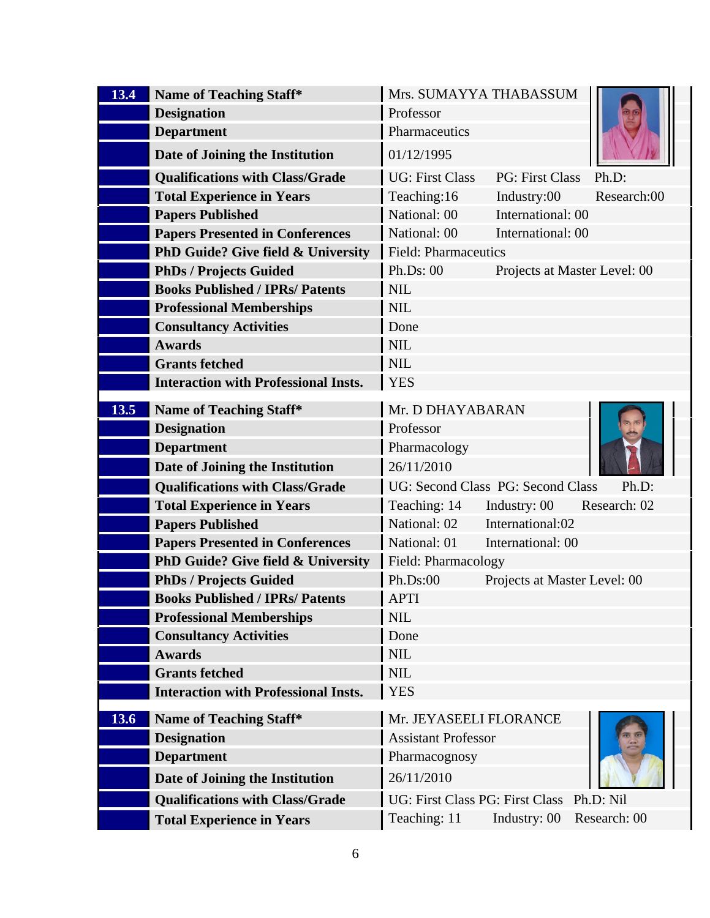| 13.4 | Name of Teaching Staff* | Mrs. SUMAYYA THABASSUM | | |
|---|---|---|---|---|
| | Designation | Professor | | |
| | Department | Pharmaceutics | | |
| | Date of Joining the Institution | 01/12/1995 | | |
| | Qualifications with Class/Grade | UG: First Class | PG: First Class | Ph.D: |
| | Total Experience in Years | Teaching:16 | Industry:00 | Research:00 |
| | Papers Published | National: 00 | International: 00 | |
| | Papers Presented in Conferences | National: 00 | International: 00 | |
| | PhD Guide? Give field & University | Field: Pharmaceutics | | |
| | PhDs / Projects Guided | Ph.Ds: 00 | Projects at Master Level: 00 | |
| | Books Published / IPRs/ Patents | NIL | | |
| | Professional Memberships | NIL | | |
| | Consultancy Activities | Done | | |
| | Awards | NIL | | |
| | Grants fetched | NIL | | |
| | Interaction with Professional Insts. | YES | | |

| 13.5 | Name of Teaching Staff* | Mr. D DHAYABARAN | | |
|---|---|---|---|---|
| | Designation | Professor | | |
| | Department | Pharmacology | | |
| | Date of Joining the Institution | 26/11/2010 | | |
| | Qualifications with Class/Grade | UG: Second Class | PG: Second Class | Ph.D: |
| | Total Experience in Years | Teaching: 14 | Industry: 00 | Research: 02 |
| | Papers Published | National: 02 | International:02 | |
| | Papers Presented in Conferences | National: 01 | International: 00 | |
| | PhD Guide? Give field & University | Field: Pharmacology | | |
| | PhDs / Projects Guided | Ph.Ds:00 | Projects at Master Level: 00 | |
| | Books Published / IPRs/ Patents | APTI | | |
| | Professional Memberships | NIL | | |
| | Consultancy Activities | Done | | |
| | Awards | NIL | | |
| | Grants fetched | NIL | | |
| | Interaction with Professional Insts. | YES | | |

| 13.6 | Name of Teaching Staff* | Mr. JEYASEELI FLORANCE | | |
|---|---|---|---|---|
| | Designation | Assistant Professor | | |
| | Department | Pharmacognosy | | |
| | Date of Joining the Institution | 26/11/2010 | | |
| | Qualifications with Class/Grade | UG: First Class | PG: First Class | Ph.D: Nil |
| | Total Experience in Years | Teaching: 11 | Industry: 00 | Research: 00 |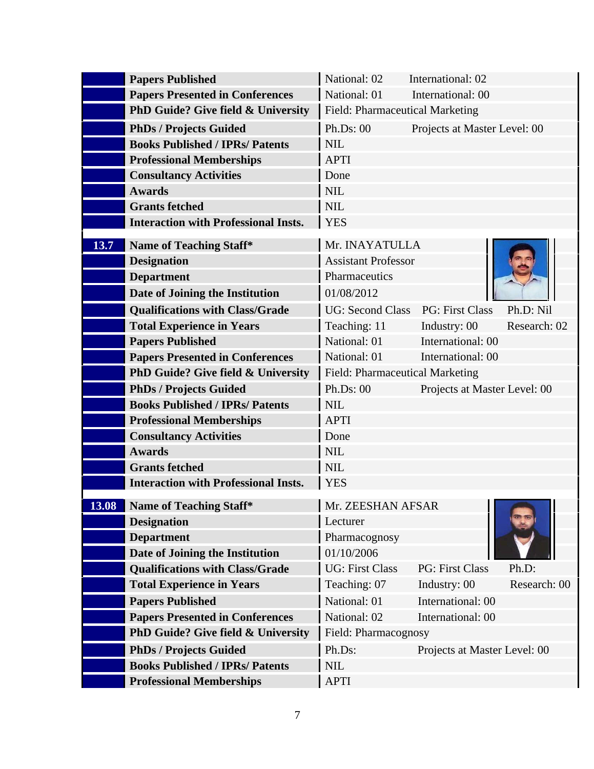| | | |
|---|---|---|
| | **Papers Published** | National: 02 International: 02 |
| | **Papers Presented in Conferences** | National: 01 International: 00 |
| | **PhD Guide? Give field & University** | Field: Pharmaceutical Marketing |
| | **PhDs / Projects Guided** | Ph.Ds: 00 Projects at Master Level: 00 |
| | **Books Published / IPRs/ Patents** | NIL |
| | **Professional Memberships** | APTI |
| | **Consultancy Activities** | Done |
| | **Awards** | NIL |
| | **Grants fetched** | NIL |
| | **Interaction with Professional Insts.** | YES |

| | | |
|---|---|---|
| **13.7** | **Name of Teaching Staff*** | Mr. INAYATULLA |
| | **Designation** | Assistant Professor |
| | **Department** | Pharmaceutics |
| | **Date of Joining the Institution** | 01/08/2012 |
| | **Qualifications with Class/Grade** | UG: Second Class PG: First Class Ph.D: Nil |
| | **Total Experience in Years** | Teaching: 11 Industry: 00 Research: 02 |
| | **Papers Published** | National: 01 International: 00 |
| | **Papers Presented in Conferences** | National: 01 International: 00 |
| | **PhD Guide? Give field & University** | Field: Pharmaceutical Marketing |
| | **PhDs / Projects Guided** | Ph.Ds: 00 Projects at Master Level: 00 |
| | **Books Published / IPRs/ Patents** | NIL |
| | **Professional Memberships** | APTI |
| | **Consultancy Activities** | Done |
| | **Awards** | NIL |
| | **Grants fetched** | NIL |
| | **Interaction with Professional Insts.** | YES |

| | | |
|---|---|---|
| **13.08** | **Name of Teaching Staff*** | Mr. ZEESHAN AFSAR |
| | **Designation** | Lecturer |
| | **Department** | Pharmacognosy |
| | **Date of Joining the Institution** | 01/10/2006 |
| | **Qualifications with Class/Grade** | UG: First Class PG: First Class Ph.D: |
| | **Total Experience in Years** | Teaching: 07 Industry: 00 Research: 00 |
| | **Papers Published** | National: 01 International: 00 |
| | **Papers Presented in Conferences** | National: 02 International: 00 |
| | **PhD Guide? Give field & University** | Field: Pharmacognosy |
| | **PhDs / Projects Guided** | Ph.Ds: Projects at Master Level: 00 |
| | **Books Published / IPRs/ Patents** | NIL |
| | **Professional Memberships** | APTI |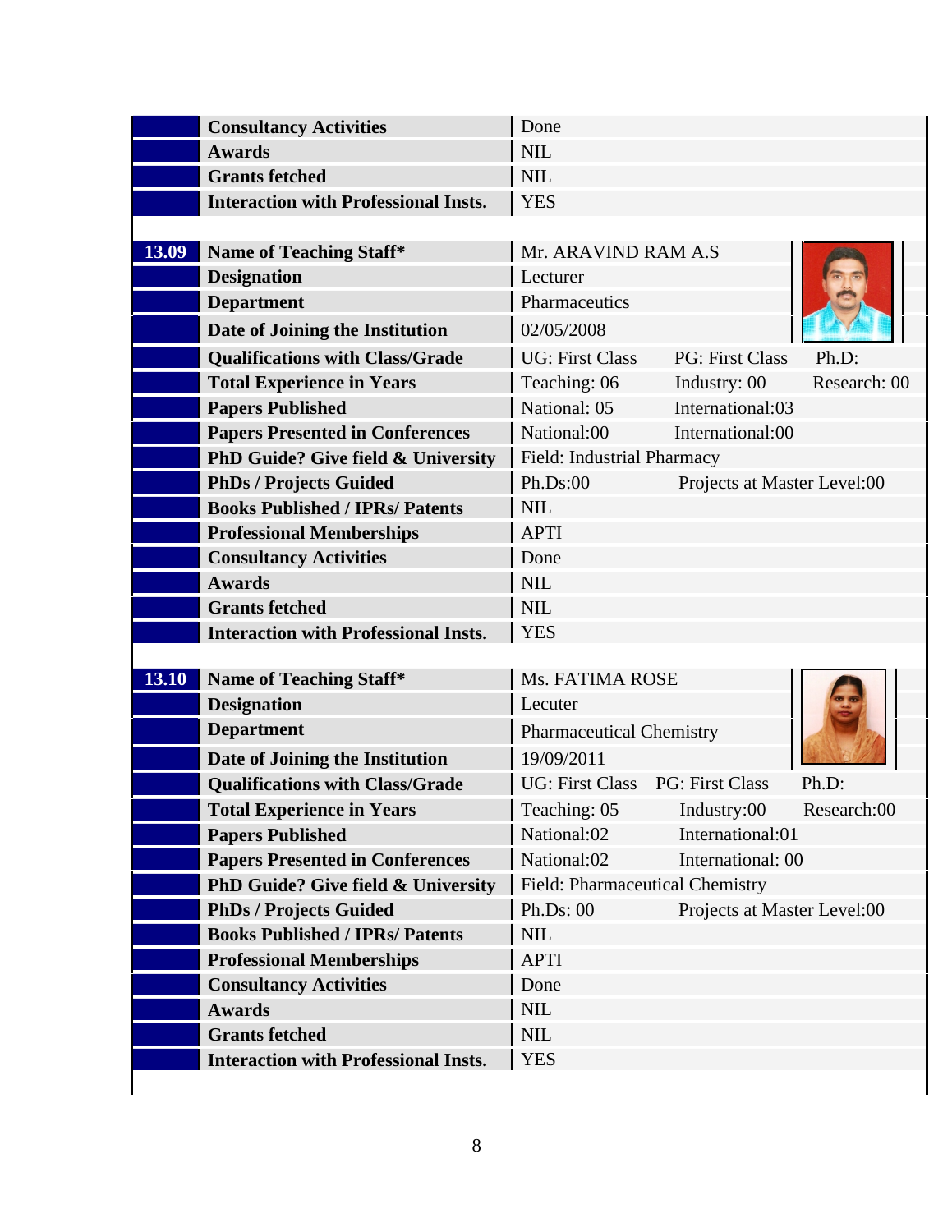| | | |
|---|---|---|
| | **Consultancy Activities** | Done |
| | **Awards** | NIL |
| | **Grants fetched** | NIL |
| | **Interaction with Professional Insts.** | YES |

| | | |
|---|---|---|
| **13.09** | **Name of Teaching Staff*** | Mr. ARAVIND RAM A.S |
| | **Designation** | Lecturer |
| | **Department** | Pharmaceutics |
| | **Date of Joining the Institution** | 02/05/2008 |
| | **Qualifications with Class/Grade** | UG: First Class PG: First Class Ph.D: |
| | **Total Experience in Years** | Teaching: 06 Industry: 00 Research: 00 |
| | **Papers Published** | National: 05 International:03 |
| | **Papers Presented in Conferences** | National:00 International:00 |
| | **PhD Guide? Give field & University** | Field: Industrial Pharmacy |
| | **PhDs / Projects Guided** | Ph.Ds:00 Projects at Master Level:00 |
| | **Books Published / IPRs/ Patents** | NIL |
| | **Professional Memberships** | APTI |
| | **Consultancy Activities** | Done |
| | **Awards** | NIL |
| | **Grants fetched** | NIL |
| | **Interaction with Professional Insts.** | YES |

| | | |
|---|---|---|
| **13.10** | **Name of Teaching Staff*** | Ms. FATIMA ROSE |
| | **Designation** | Lecuter |
| | **Department** | Pharmaceutical Chemistry |
| | **Date of Joining the Institution** | 19/09/2011 |
| | **Qualifications with Class/Grade** | UG: First Class PG: First Class Ph.D: |
| | **Total Experience in Years** | Teaching: 05 Industry:00 Research:00 |
| | **Papers Published** | National:02 International:01 |
| | **Papers Presented in Conferences** | National:02 International: 00 |
| | **PhD Guide? Give field & University** | Field: Pharmaceutical Chemistry |
| | **PhDs / Projects Guided** | Ph.Ds: 00 Projects at Master Level:00 |
| | **Books Published / IPRs/ Patents** | NIL |
| | **Professional Memberships** | APTI |
| | **Consultancy Activities** | Done |
| | **Awards** | NIL |
| | **Grants fetched** | NIL |
| | **Interaction with Professional Insts.** | YES |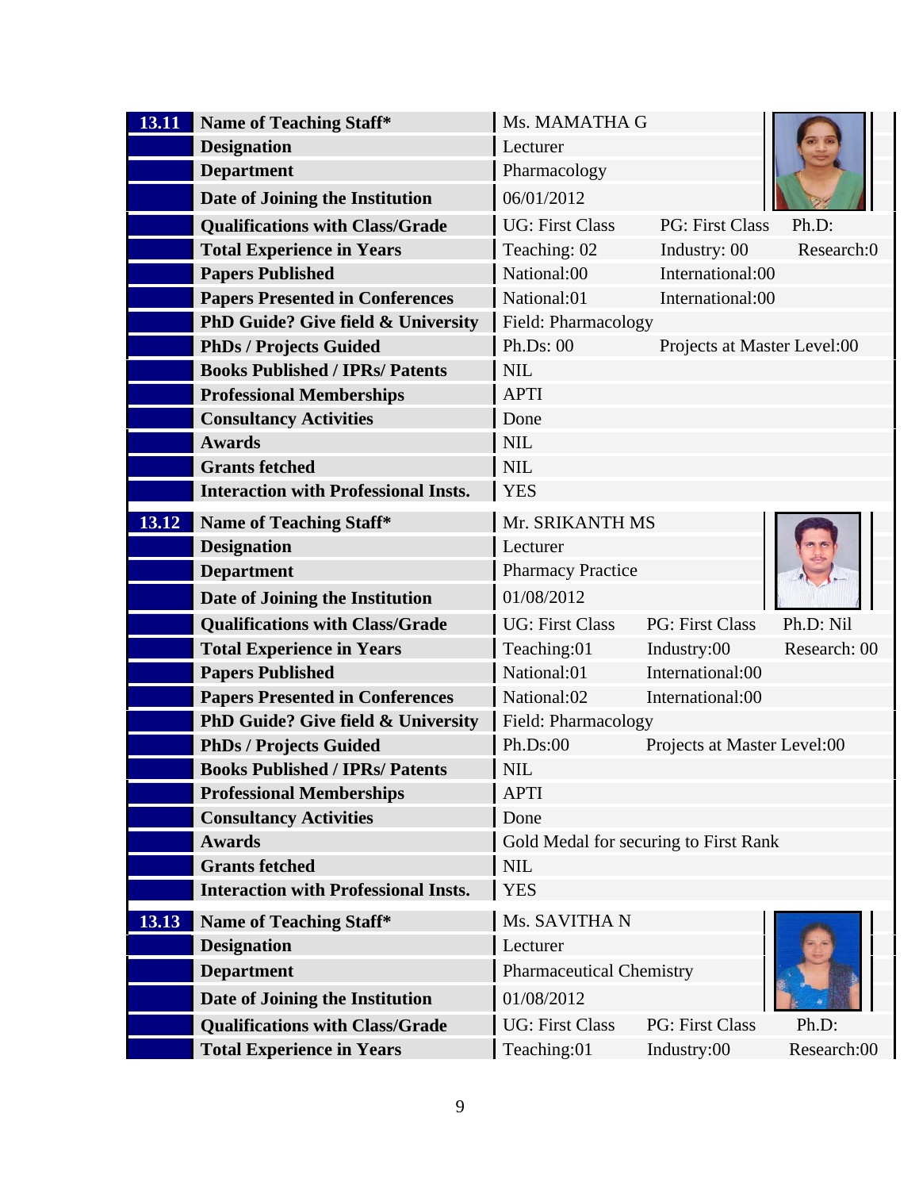| 13.11 | Name of Teaching Staff* | Ms. MAMATHA G | | |
|---|---|---|---|---|
| | Designation | Lecturer | | |
| | Department | Pharmacology | | |
| | Date of Joining the Institution | 06/01/2012 | | |
| | Qualifications with Class/Grade | UG: First Class | PG: First Class | Ph.D: |
| | Total Experience in Years | Teaching: 02 | Industry: 00 | Research:0 |
| | Papers Published | National:00 | International:00 | |
| | Papers Presented in Conferences | National:01 | International:00 | |
| | PhD Guide? Give field & University | Field: Pharmacology | | |
| | PhDs / Projects Guided | Ph.Ds: 00 | Projects at Master Level:00 | |
| | Books Published / IPRs/ Patents | NIL | | |
| | Professional Memberships | APTI | | |
| | Consultancy Activities | Done | | |
| | Awards | NIL | | |
| | Grants fetched | NIL | | |
| | Interaction with Professional Insts. | YES | | |

| 13.12 | Name of Teaching Staff* | Mr. SRIKANTH MS | | |
|---|---|---|---|---|
| | Designation | Lecturer | | |
| | Department | Pharmacy Practice | | |
| | Date of Joining the Institution | 01/08/2012 | | |
| | Qualifications with Class/Grade | UG: First Class | PG: First Class | Ph.D: Nil |
| | Total Experience in Years | Teaching:01 | Industry:00 | Research: 00 |
| | Papers Published | National:01 | International:00 | |
| | Papers Presented in Conferences | National:02 | International:00 | |
| | PhD Guide? Give field & University | Field: Pharmacology | | |
| | PhDs / Projects Guided | Ph.Ds:00 | Projects at Master Level:00 | |
| | Books Published / IPRs/ Patents | NIL | | |
| | Professional Memberships | APTI | | |
| | Consultancy Activities | Done | | |
| | Awards | Gold Medal for securing to First Rank | | |
| | Grants fetched | NIL | | |
| | Interaction with Professional Insts. | YES | | |

| 13.13 | Name of Teaching Staff* | Ms. SAVITHA N | | |
|---|---|---|---|---|
| | Designation | Lecturer | | |
| | Department | Pharmaceutical Chemistry | | |
| | Date of Joining the Institution | 01/08/2012 | | |
| | Qualifications with Class/Grade | UG: First Class | PG: First Class | Ph.D: |
| | Total Experience in Years | Teaching:01 | Industry:00 | Research:00 |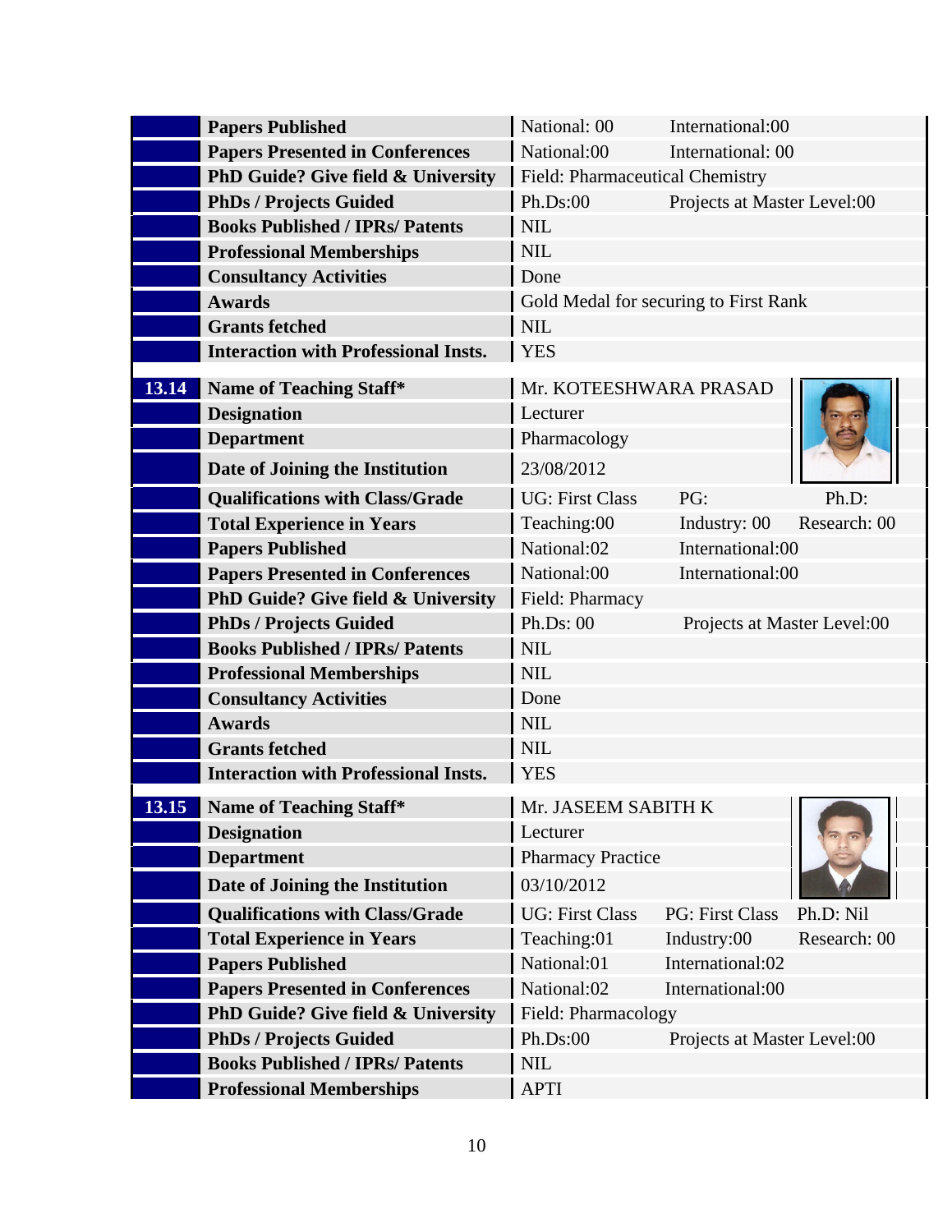| | | | | |
|---|---|---|---|---|
| | **Papers Published** | National: 00 | International:00 | |
| | **Papers Presented in Conferences** | National:00 | International: 00 | |
| | **PhD Guide? Give field & University** | Field: Pharmaceutical Chemistry | | |
| | **PhDs / Projects Guided** | Ph.Ds:00 | Projects at Master Level:00 | |
| | **Books Published / IPRs/ Patents** | NIL | | |
| | **Professional Memberships** | NIL | | |
| | **Consultancy Activities** | Done | | |
| | **Awards** | Gold Medal for securing to First Rank | | |
| | **Grants fetched** | NIL | | |
| | **Interaction with Professional Insts.** | YES | | |

| | | | | |
|---|---|---|---|---|
| **13.14** | **Name of Teaching Staff*** | Mr. KOTEESHWARA PRASAD | | |
| | **Designation** | Lecturer | | |
| | **Department** | Pharmacology | | |
| | **Date of Joining the Institution** | 23/08/2012 | | |
| | **Qualifications with Class/Grade** | UG: First Class | PG: | Ph.D: |
| | **Total Experience in Years** | Teaching:00 | Industry: 00 | Research: 00 |
| | **Papers Published** | National:02 | International:00 | |
| | **Papers Presented in Conferences** | National:00 | International:00 | |
| | **PhD Guide? Give field & University** | Field: Pharmacy | | |
| | **PhDs / Projects Guided** | Ph.Ds: 00 | Projects at Master Level:00 | |
| | **Books Published / IPRs/ Patents** | NIL | | |
| | **Professional Memberships** | NIL | | |
| | **Consultancy Activities** | Done | | |
| | **Awards** | NIL | | |
| | **Grants fetched** | NIL | | |
| | **Interaction with Professional Insts.** | YES | | |

| | | | | |
|---|---|---|---|---|
| **13.15** | **Name of Teaching Staff*** | Mr. JASEEM SABITH K | | |
| | **Designation** | Lecturer | | |
| | **Department** | Pharmacy Practice | | |
| | **Date of Joining the Institution** | 03/10/2012 | | |
| | **Qualifications with Class/Grade** | UG: First Class | PG: First Class | Ph.D: Nil |
| | **Total Experience in Years** | Teaching:01 | Industry:00 | Research: 00 |
| | **Papers Published** | National:01 | International:02 | |
| | **Papers Presented in Conferences** | National:02 | International:00 | |
| | **PhD Guide? Give field & University** | Field: Pharmacology | | |
| | **PhDs / Projects Guided** | Ph.Ds:00 | Projects at Master Level:00 | |
| | **Books Published / IPRs/ Patents** | NIL | | |
| | **Professional Memberships** | APTI | | |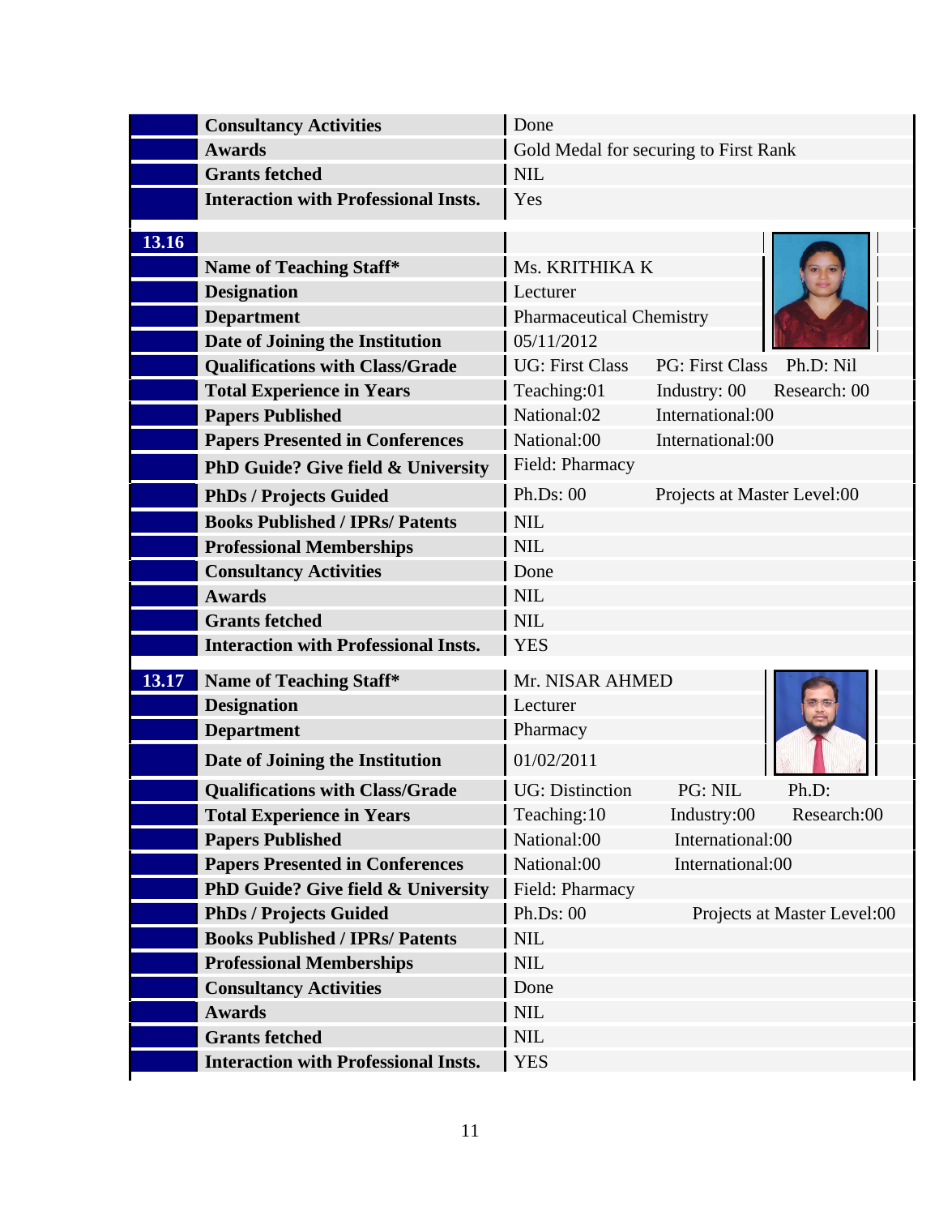| | | |
|---|---|---|
| | **Consultancy Activities** | Done |
| | **Awards** | Gold Medal for securing to First Rank |
| | **Grants fetched** | NIL |
| | **Interaction with Professional Insts.** | Yes |

| 13.16 | | |
|---|---|---|
| | **Name of Teaching Staff*** | Ms. KRITHIKA K |
| | **Designation** | Lecturer |
| | **Department** | Pharmaceutical Chemistry |
| | **Date of Joining the Institution** | 05/11/2012 |
| | **Qualifications with Class/Grade** | UG: First Class PG: First Class Ph.D: Nil |
| | **Total Experience in Years** | Teaching:01 Industry: 00 Research: 00 |
| | **Papers Published** | National:02 International:00 |
| | **Papers Presented in Conferences** | National:00 International:00 |
| | **PhD Guide? Give field & University** | Field: Pharmacy |
| | **PhDs / Projects Guided** | Ph.Ds: 00 Projects at Master Level:00 |
| | **Books Published / IPRs/ Patents** | NIL |
| | **Professional Memberships** | NIL |
| | **Consultancy Activities** | Done |
| | **Awards** | NIL |
| | **Grants fetched** | NIL |
| | **Interaction with Professional Insts.** | YES |

| 13.17 | **Name of Teaching Staff*** | Mr. NISAR AHMED |
|---|---|---|
| | **Designation** | Lecturer |
| | **Department** | Pharmacy |
| | **Date of Joining the Institution** | 01/02/2011 |
| | **Qualifications with Class/Grade** | UG: Distinction PG: NIL Ph.D: |
| | **Total Experience in Years** | Teaching:10 Industry:00 Research:00 |
| | **Papers Published** | National:00 International:00 |
| | **Papers Presented in Conferences** | National:00 International:00 |
| | **PhD Guide? Give field & University** | Field: Pharmacy |
| | **PhDs / Projects Guided** | Ph.Ds: 00 Projects at Master Level:00 |
| | **Books Published / IPRs/ Patents** | NIL |
| | **Professional Memberships** | NIL |
| | **Consultancy Activities** | Done |
| | **Awards** | NIL |
| | **Grants fetched** | NIL |
| | **Interaction with Professional Insts.** | YES |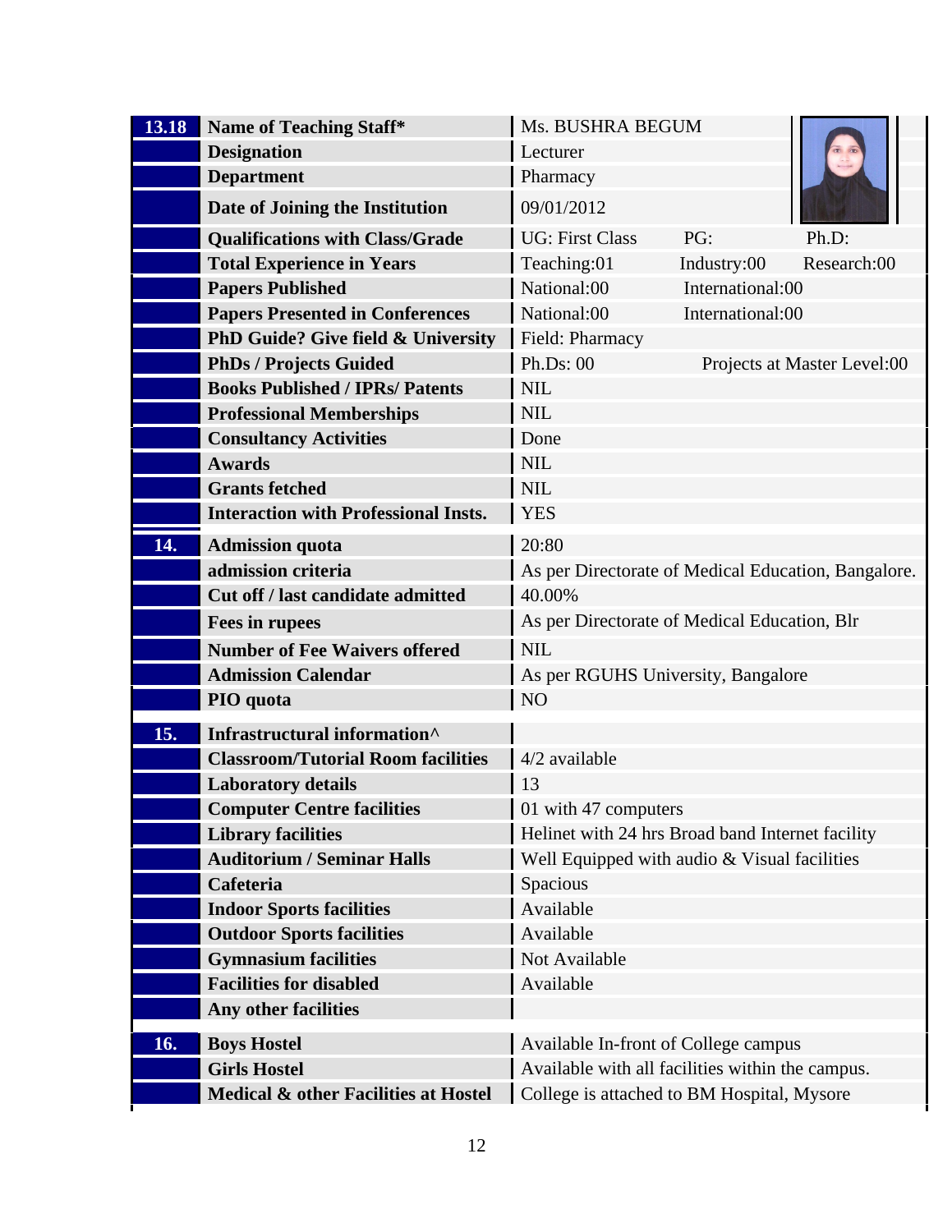| | | | | |
|---|---|---|---|---|
| 13.18 | Name of Teaching Staff* | Ms. BUSHRA BEGUM | | |
| | Designation | Lecturer | | |
| | Department | Pharmacy | | |
| | Date of Joining the Institution | 09/01/2012 | | |
| | Qualifications with Class/Grade | UG: First Class | PG: | Ph.D: |
| | Total Experience in Years | Teaching:01 | Industry:00 | Research:00 |
| | Papers Published | National:00 | International:00 | |
| | Papers Presented in Conferences | National:00 | International:00 | |
| | PhD Guide? Give field & University | Field: Pharmacy | | |
| | PhDs / Projects Guided | Ph.Ds: 00 | Projects at Master Level:00 | |
| | Books Published / IPRs/ Patents | NIL | | |
| | Professional Memberships | NIL | | |
| | Consultancy Activities | Done | | |
| | Awards | NIL | | |
| | Grants fetched | NIL | | |
| | Interaction with Professional Insts. | YES | | |
| 14. | Admission quota | 20:80 | | |
| | admission criteria | As per Directorate of Medical Education, Bangalore. | | |
| | Cut off / last candidate admitted | 40.00% | | |
| | Fees in rupees | As per Directorate of Medical Education, Blr | | |
| | Number of Fee Waivers offered | NIL | | |
| | Admission Calendar | As per RGUHS University, Bangalore | | |
| | PIO quota | NO | | |
| 15. | Infrastructural information^ | | | |
| | Classroom/Tutorial Room facilities | 4/2 available | | |
| | Laboratory details | 13 | | |
| | Computer Centre facilities | 01 with 47 computers | | |
| | Library facilities | Helinet with 24 hrs Broad band Internet facility | | |
| | Auditorium / Seminar Halls | Well Equipped with audio & Visual facilities | | |
| | Cafeteria | Spacious | | |
| | Indoor Sports facilities | Available | | |
| | Outdoor Sports facilities | Available | | |
| | Gymnasium facilities | Not Available | | |
| | Facilities for disabled | Available | | |
| | Any other facilities | | | |
| 16. | Boys Hostel | Available In-front of College campus | | |
| | Girls Hostel | Available with all facilities within the campus. | | |
| | Medical & other Facilities at Hostel | College is attached to BM Hospital, Mysore | | |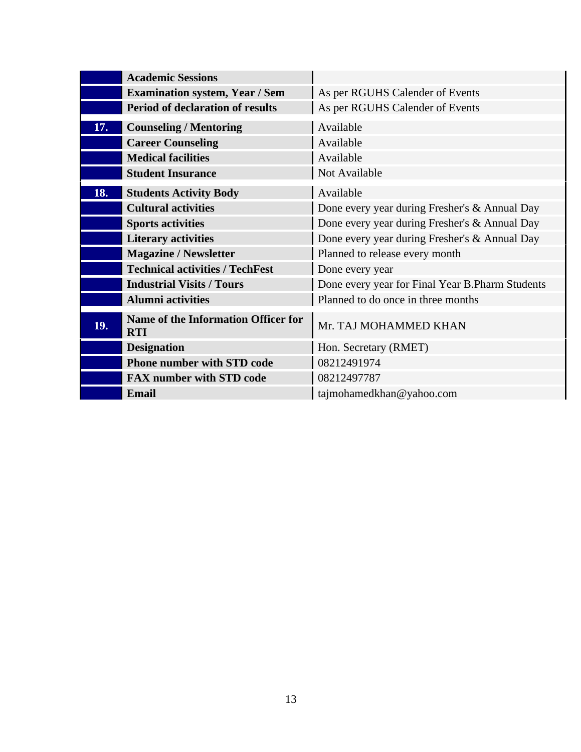| | | |
|---|---|---|
| | **Academic Sessions** | |
| | **Examination system, Year / Sem** | As per RGUHS Calender of Events |
| | **Period of declaration of results** | As per RGUHS Calender of Events |
| **17.** | **Counseling / Mentoring** | Available |
| | **Career Counseling** | Available |
| | **Medical facilities** | Available |
| | **Student Insurance** | Not Available |
| **18.** | **Students Activity Body** | Available |
| | **Cultural activities** | Done every year during Fresher's & Annual Day |
| | **Sports activities** | Done every year during Fresher's & Annual Day |
| | **Literary activities** | Done every year during Fresher's & Annual Day |
| | **Magazine / Newsletter** | Planned to release every month |
| | **Technical activities / TechFest** | Done every year |
| | **Industrial Visits / Tours** | Done every year for Final Year B.Pharm Students |
| | **Alumni activities** | Planned to do once in three months |
| **19.** | **Name of the Information Officer for RTI** | Mr. TAJ MOHAMMED KHAN |
| | **Designation** | Hon. Secretary (RMET) |
| | **Phone number with STD code** | 08212491974 |
| | **FAX number with STD code** | 08212497787 |
| | **Email** | tajmohamedkhan@yahoo.com |